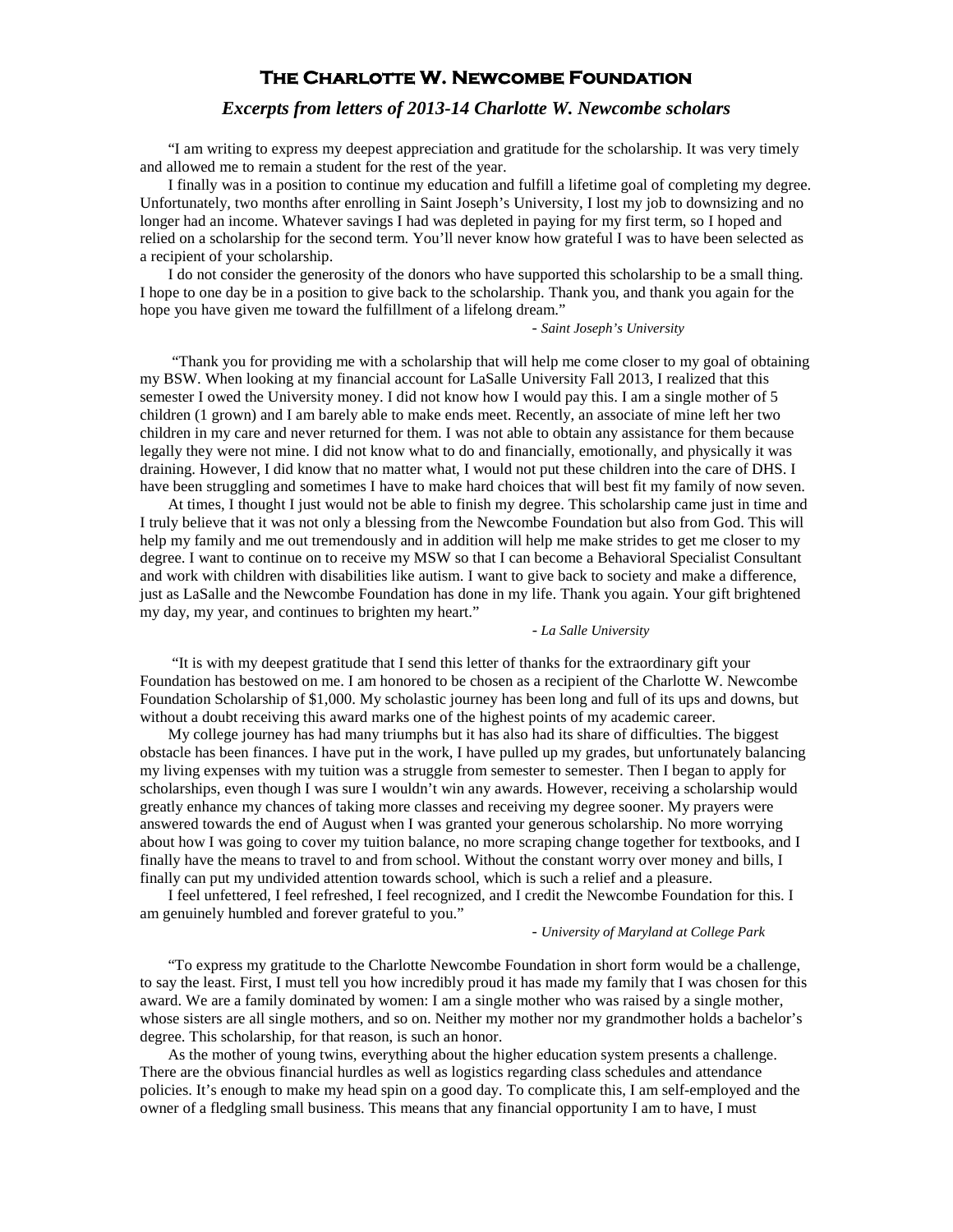# The Charlotte W. Newcombe Foundation

## *Excerpts from letters of 2013-14 Charlotte W. Newcombe scholars*

"I am writing to express my deepest appreciation and gratitude for the scholarship. It was very timely and allowed me to remain a student for the rest of the year.

I finally was in a position to continue my education and fulfill a lifetime goal of completing my degree. Unfortunately, two months after enrolling in Saint Joseph's University, I lost my job to downsizing and no longer had an income. Whatever savings I had was depleted in paying for my first term, so I hoped and relied on a scholarship for the second term. You'll never know how grateful I was to have been selected as a recipient of your scholarship.

I do not consider the generosity of the donors who have supported this scholarship to be a small thing. I hope to one day be in a position to give back to the scholarship. Thank you, and thank you again for the hope you have given me toward the fulfillment of a lifelong dream."

- *Saint Joseph's University*

"Thank you for providing me with a scholarship that will help me come closer to my goal of obtaining my BSW. When looking at my financial account for LaSalle University Fall 2013, I realized that this semester I owed the University money. I did not know how I would pay this. I am a single mother of 5 children (1 grown) and I am barely able to make ends meet. Recently, an associate of mine left her two children in my care and never returned for them. I was not able to obtain any assistance for them because legally they were not mine. I did not know what to do and financially, emotionally, and physically it was draining. However, I did know that no matter what, I would not put these children into the care of DHS. I have been struggling and sometimes I have to make hard choices that will best fit my family of now seven.

At times, I thought I just would not be able to finish my degree. This scholarship came just in time and I truly believe that it was not only a blessing from the Newcombe Foundation but also from God. This will help my family and me out tremendously and in addition will help me make strides to get me closer to my degree. I want to continue on to receive my MSW so that I can become a Behavioral Specialist Consultant and work with children with disabilities like autism. I want to give back to society and make a difference, just as LaSalle and the Newcombe Foundation has done in my life. Thank you again. Your gift brightened my day, my year, and continues to brighten my heart."

- *La Salle University*

"It is with my deepest gratitude that I send this letter of thanks for the extraordinary gift your Foundation has bestowed on me. I am honored to be chosen as a recipient of the Charlotte W. Newcombe Foundation Scholarship of $1,000. My scholastic journey has been long and full of its ups and downs, but without a doubt receiving this award marks one of the highest points of my academic career.

My college journey has had many triumphs but it has also had its share of difficulties. The biggest obstacle has been finances. I have put in the work, I have pulled up my grades, but unfortunately balancing my living expenses with my tuition was a struggle from semester to semester. Then I began to apply for scholarships, even though I was sure I wouldn't win any awards. However, receiving a scholarship would greatly enhance my chances of taking more classes and receiving my degree sooner. My prayers were answered towards the end of August when I was granted your generous scholarship. No more worrying about how I was going to cover my tuition balance, no more scraping change together for textbooks, and I finally have the means to travel to and from school. Without the constant worry over money and bills, I finally can put my undivided attention towards school, which is such a relief and a pleasure.

I feel unfettered, I feel refreshed, I feel recognized, and I credit the Newcombe Foundation for this. I am genuinely humbled and forever grateful to you."

- *University of Maryland at College Park*

"To express my gratitude to the Charlotte Newcombe Foundation in short form would be a challenge, to say the least. First, I must tell you how incredibly proud it has made my family that I was chosen for this award. We are a family dominated by women: I am a single mother who was raised by a single mother, whose sisters are all single mothers, and so on. Neither my mother nor my grandmother holds a bachelor's degree. This scholarship, for that reason, is such an honor.

As the mother of young twins, everything about the higher education system presents a challenge. There are the obvious financial hurdles as well as logistics regarding class schedules and attendance policies. It's enough to make my head spin on a good day. To complicate this, I am self-employed and the owner of a fledgling small business. This means that any financial opportunity I am to have, I must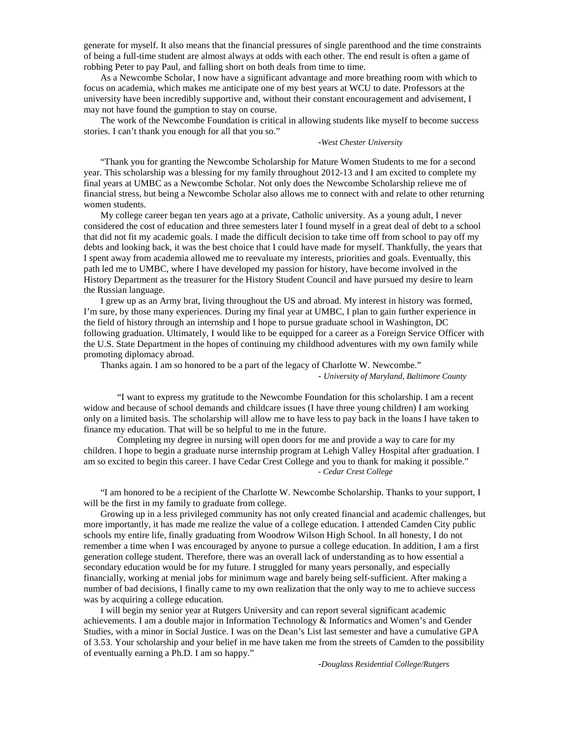generate for myself. It also means that the financial pressures of single parenthood and the time constraints of being a full-time student are almost always at odds with each other. The end result is often a game of robbing Peter to pay Paul, and falling short on both deals from time to time.

As a Newcombe Scholar, I now have a significant advantage and more breathing room with which to focus on academia, which makes me anticipate one of my best years at WCU to date. Professors at the university have been incredibly supportive and, without their constant encouragement and advisement, I may not have found the gumption to stay on course.

The work of the Newcombe Foundation is critical in allowing students like myself to become success stories. I can't thank you enough for all that you so."

-*West Chester University*

"Thank you for granting the Newcombe Scholarship for Mature Women Students to me for a second year. This scholarship was a blessing for my family throughout 2012-13 and I am excited to complete my final years at UMBC as a Newcombe Scholar. Not only does the Newcombe Scholarship relieve me of financial stress, but being a Newcombe Scholar also allows me to connect with and relate to other returning women students.

My college career began ten years ago at a private, Catholic university. As a young adult, I never considered the cost of education and three semesters later I found myself in a great deal of debt to a school that did not fit my academic goals. I made the difficult decision to take time off from school to pay off my debts and looking back, it was the best choice that I could have made for myself. Thankfully, the years that I spent away from academia allowed me to reevaluate my interests, priorities and goals. Eventually, this path led me to UMBC, where I have developed my passion for history, have become involved in the History Department as the treasurer for the History Student Council and have pursued my desire to learn the Russian language.

I grew up as an Army brat, living throughout the US and abroad. My interest in history was formed, I'm sure, by those many experiences. During my final year at UMBC, I plan to gain further experience in the field of history through an internship and I hope to pursue graduate school in Washington, DC following graduation. Ultimately, I would like to be equipped for a career as a Foreign Service Officer with the U.S. State Department in the hopes of continuing my childhood adventures with my own family while promoting diplomacy abroad.

Thanks again. I am so honored to be a part of the legacy of Charlotte W. Newcombe."

- *University of Maryland, Baltimore County*

"I want to express my gratitude to the Newcombe Foundation for this scholarship. I am a recent widow and because of school demands and childcare issues (I have three young children) I am working only on a limited basis. The scholarship will allow me to have less to pay back in the loans I have taken to finance my education. That will be so helpful to me in the future.

Completing my degree in nursing will open doors for me and provide a way to care for my children. I hope to begin a graduate nurse internship program at Lehigh Valley Hospital after graduation. I am so excited to begin this career. I have Cedar Crest College and you to thank for making it possible."

- *Cedar Crest College*

"I am honored to be a recipient of the Charlotte W. Newcombe Scholarship. Thanks to your support, I will be the first in my family to graduate from college.

Growing up in a less privileged community has not only created financial and academic challenges, but more importantly, it has made me realize the value of a college education. I attended Camden City public schools my entire life, finally graduating from Woodrow Wilson High School. In all honesty, I do not remember a time when I was encouraged by anyone to pursue a college education. In addition, I am a first generation college student. Therefore, there was an overall lack of understanding as to how essential a secondary education would be for my future. I struggled for many years personally, and especially financially, working at menial jobs for minimum wage and barely being self-sufficient. After making a number of bad decisions, I finally came to my own realization that the only way to me to achieve success was by acquiring a college education.

I will begin my senior year at Rutgers University and can report several significant academic achievements. I am a double major in Information Technology & Informatics and Women's and Gender Studies, with a minor in Social Justice. I was on the Dean's List last semester and have a cumulative GPA of 3.53. Your scholarship and your belief in me have taken me from the streets of Camden to the possibility of eventually earning a Ph.D. I am so happy."

-*Douglass Residential College/Rutgers*